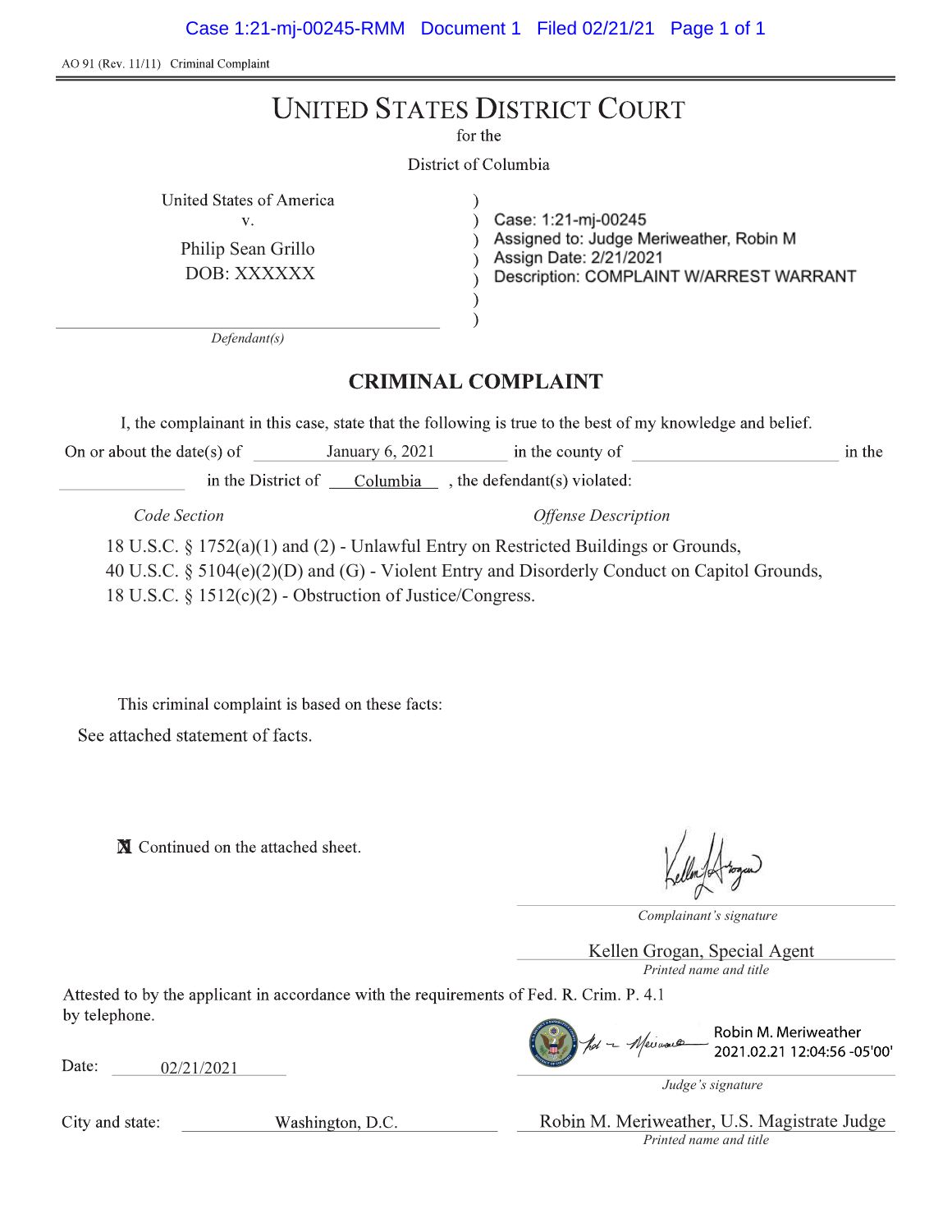AO 91 (Rev. 11/11) Criminal Complaint

# UNITED STATES DISTRICT COURT

for the

District of Columbia

United States of America
v.
Philip Sean Grillo
DOB: XXXXXX

*Defendant(s)*

Case: 1:21-mj-00245
Assigned to: Judge Meriweather, Robin M
Assign Date: 2/21/2021
Description: COMPLAINT W/ARREST WARRANT

## CRIMINAL COMPLAINT

I, the complainant in this case, state that the following is true to the best of my knowledge and belief.

On or about the date(s) of January 6, 2021 in the county of ____________ in the ____________ in the District of Columbia , the defendant(s) violated:

| *Code Section* | *Offense Description* |
|---|---|
| 18 U.S.C. § 1752(a)(1) and (2) | Unlawful Entry on Restricted Buildings or Grounds, |
| 40 U.S.C. § 5104(e)(2)(D) and (G) | Violent Entry and Disorderly Conduct on Capitol Grounds, |
| 18 U.S.C. § 1512(c)(2) | Obstruction of Justice/Congress. |

This criminal complaint is based on these facts:

See attached statement of facts.

☒ Continued on the attached sheet.

*Complainant's signature*

Kellen Grogan, Special Agent
*Printed name and title*

Attested to by the applicant in accordance with the requirements of Fed. R. Crim. P. 4.1 by telephone.

Date: 02/21/2021

Robin M. Meriweather
2021.02.21 12:04:56 -05'00'
*Judge's signature*

City and state: Washington, D.C.

Robin M. Meriweather, U.S. Magistrate Judge
*Printed name and title*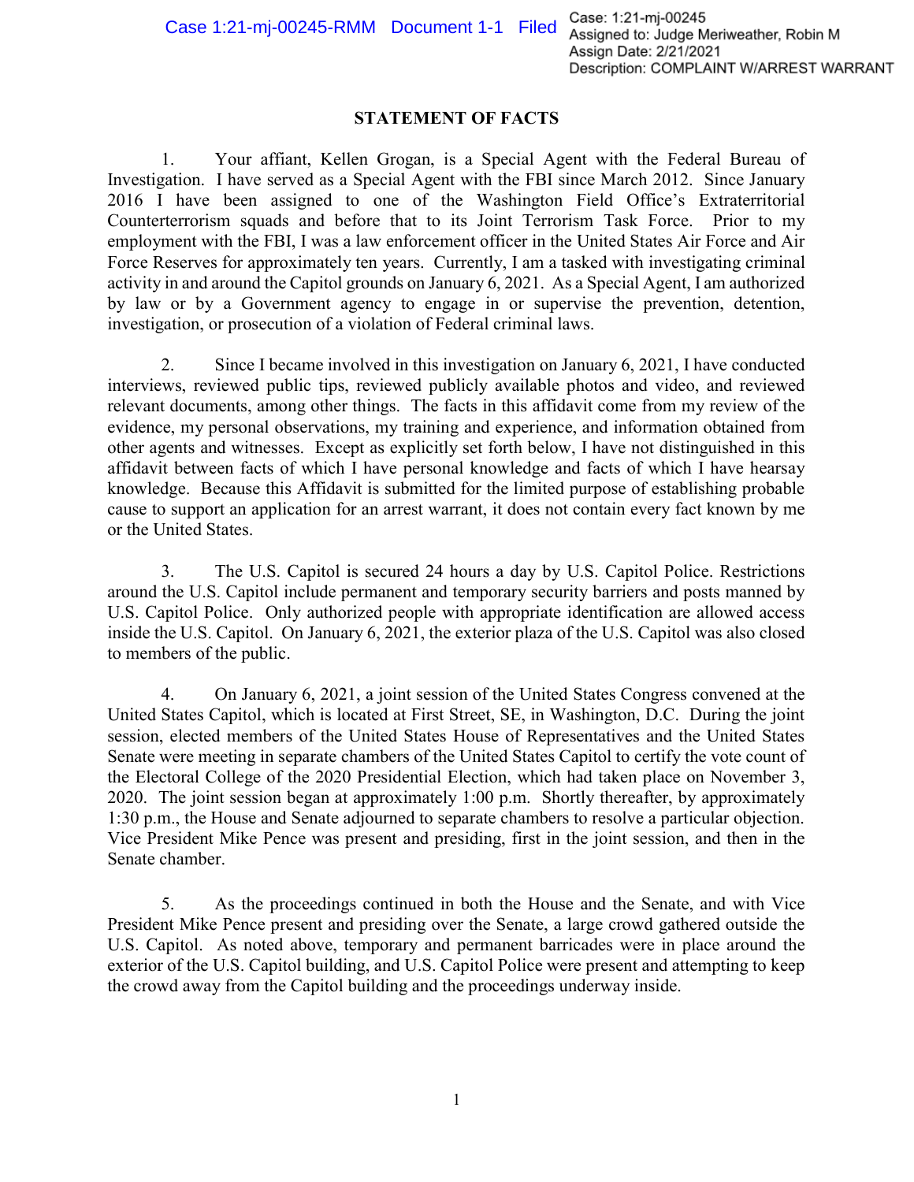## STATEMENT OF FACTS

1. Your affiant, Kellen Grogan, is a Special Agent with the Federal Bureau of Investigation. I have served as a Special Agent with the FBI since March 2012. Since January 2016 I have been assigned to one of the Washington Field Office's Extraterritorial Counterterrorism squads and before that to its Joint Terrorism Task Force. Prior to my employment with the FBI, I was a law enforcement officer in the United States Air Force and Air Force Reserves for approximately ten years. Currently, I am a tasked with investigating criminal activity in and around the Capitol grounds on January 6, 2021. As a Special Agent, I am authorized by law or by a Government agency to engage in or supervise the prevention, detention, investigation, or prosecution of a violation of Federal criminal laws.

2. Since I became involved in this investigation on January 6, 2021, I have conducted interviews, reviewed public tips, reviewed publicly available photos and video, and reviewed relevant documents, among other things. The facts in this affidavit come from my review of the evidence, my personal observations, my training and experience, and information obtained from other agents and witnesses. Except as explicitly set forth below, I have not distinguished in this affidavit between facts of which I have personal knowledge and facts of which I have hearsay knowledge. Because this Affidavit is submitted for the limited purpose of establishing probable cause to support an application for an arrest warrant, it does not contain every fact known by me or the United States.

3. The U.S. Capitol is secured 24 hours a day by U.S. Capitol Police. Restrictions around the U.S. Capitol include permanent and temporary security barriers and posts manned by U.S. Capitol Police. Only authorized people with appropriate identification are allowed access inside the U.S. Capitol. On January 6, 2021, the exterior plaza of the U.S. Capitol was also closed to members of the public.

4. On January 6, 2021, a joint session of the United States Congress convened at the United States Capitol, which is located at First Street, SE, in Washington, D.C. During the joint session, elected members of the United States House of Representatives and the United States Senate were meeting in separate chambers of the United States Capitol to certify the vote count of the Electoral College of the 2020 Presidential Election, which had taken place on November 3, 2020. The joint session began at approximately 1:00 p.m. Shortly thereafter, by approximately 1:30 p.m., the House and Senate adjourned to separate chambers to resolve a particular objection. Vice President Mike Pence was present and presiding, first in the joint session, and then in the Senate chamber.

5. As the proceedings continued in both the House and the Senate, and with Vice President Mike Pence present and presiding over the Senate, a large crowd gathered outside the U.S. Capitol. As noted above, temporary and permanent barricades were in place around the exterior of the U.S. Capitol building, and U.S. Capitol Police were present and attempting to keep the crowd away from the Capitol building and the proceedings underway inside.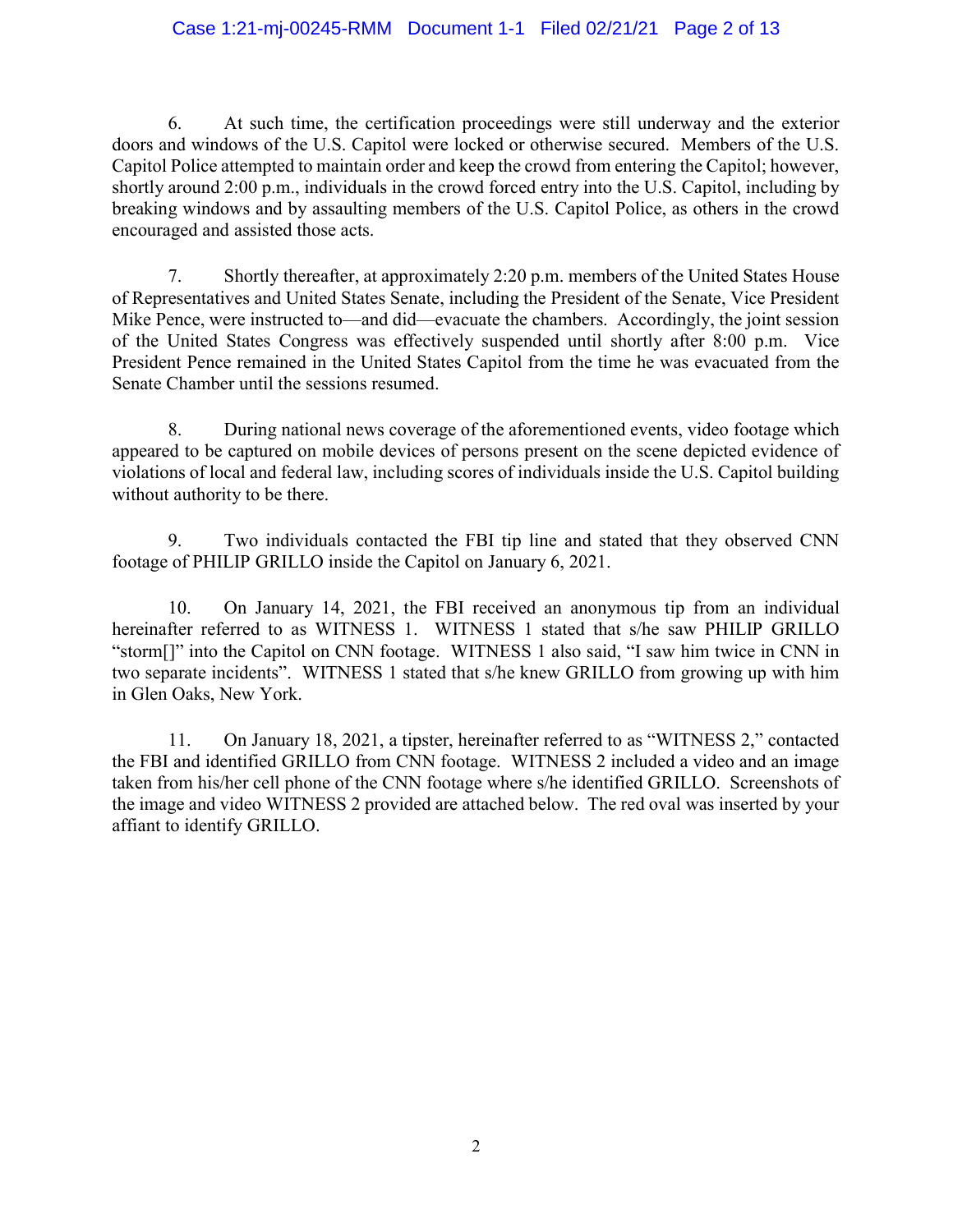6. At such time, the certification proceedings were still underway and the exterior doors and windows of the U.S. Capitol were locked or otherwise secured. Members of the U.S. Capitol Police attempted to maintain order and keep the crowd from entering the Capitol; however, shortly around 2:00 p.m., individuals in the crowd forced entry into the U.S. Capitol, including by breaking windows and by assaulting members of the U.S. Capitol Police, as others in the crowd encouraged and assisted those acts.

7. Shortly thereafter, at approximately 2:20 p.m. members of the United States House of Representatives and United States Senate, including the President of the Senate, Vice President Mike Pence, were instructed to—and did—evacuate the chambers. Accordingly, the joint session of the United States Congress was effectively suspended until shortly after 8:00 p.m. Vice President Pence remained in the United States Capitol from the time he was evacuated from the Senate Chamber until the sessions resumed.

8. During national news coverage of the aforementioned events, video footage which appeared to be captured on mobile devices of persons present on the scene depicted evidence of violations of local and federal law, including scores of individuals inside the U.S. Capitol building without authority to be there.

9. Two individuals contacted the FBI tip line and stated that they observed CNN footage of PHILIP GRILLO inside the Capitol on January 6, 2021.

10. On January 14, 2021, the FBI received an anonymous tip from an individual hereinafter referred to as WITNESS 1. WITNESS 1 stated that s/he saw PHILIP GRILLO "storm[]" into the Capitol on CNN footage. WITNESS 1 also said, "I saw him twice in CNN in two separate incidents". WITNESS 1 stated that s/he knew GRILLO from growing up with him in Glen Oaks, New York.

11. On January 18, 2021, a tipster, hereinafter referred to as "WITNESS 2," contacted the FBI and identified GRILLO from CNN footage. WITNESS 2 included a video and an image taken from his/her cell phone of the CNN footage where s/he identified GRILLO. Screenshots of the image and video WITNESS 2 provided are attached below. The red oval was inserted by your affiant to identify GRILLO.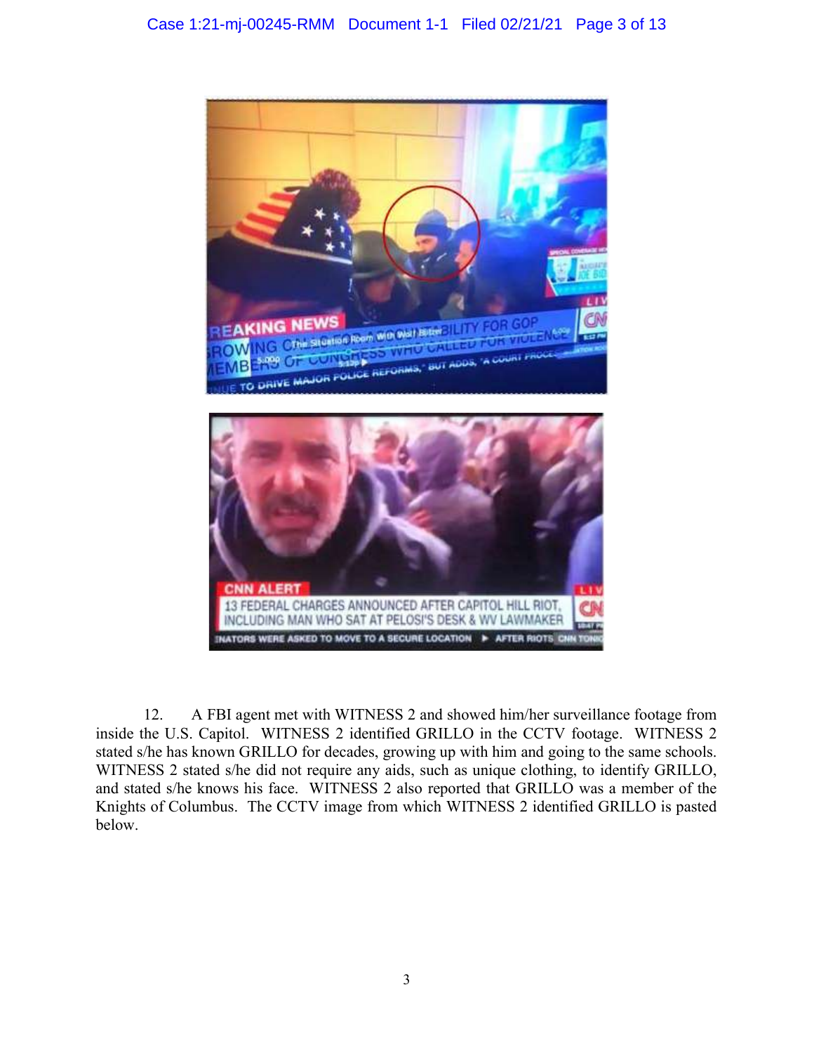12. A FBI agent met with WITNESS 2 and showed him/her surveillance footage from inside the U.S. Capitol. WITNESS 2 identified GRILLO in the CCTV footage. WITNESS 2 stated s/he has known GRILLO for decades, growing up with him and going to the same schools. WITNESS 2 stated s/he did not require any aids, such as unique clothing, to identify GRILLO, and stated s/he knows his face. WITNESS 2 also reported that GRILLO was a member of the Knights of Columbus. The CCTV image from which WITNESS 2 identified GRILLO is pasted below.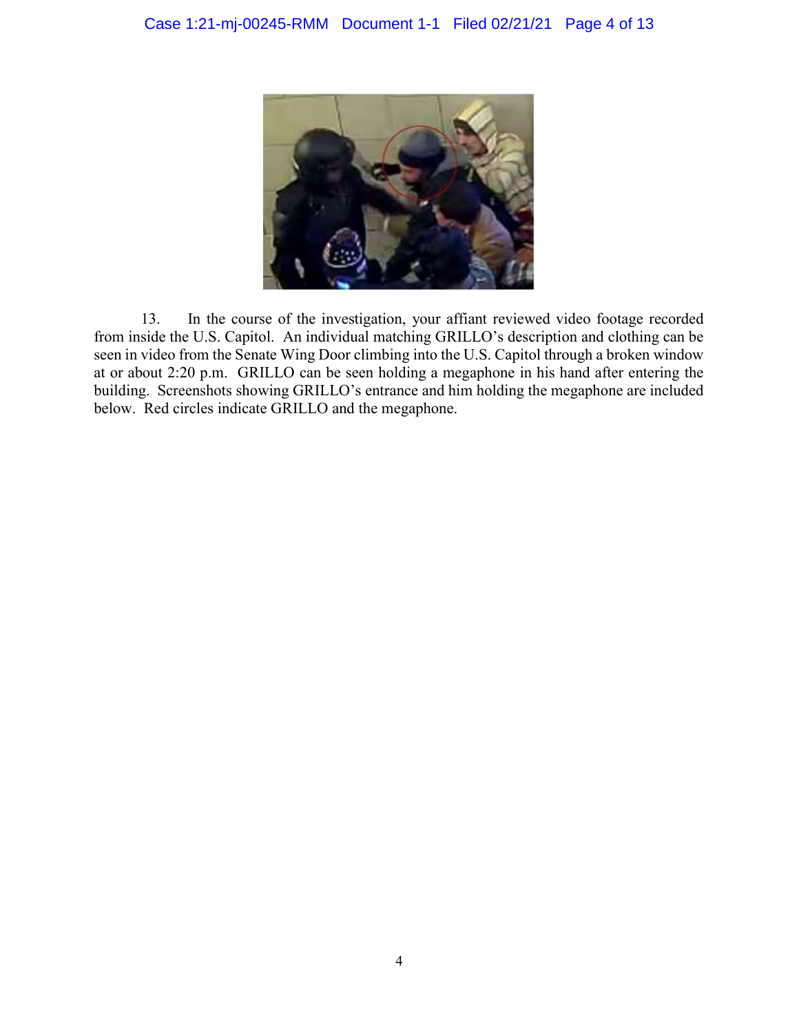13. In the course of the investigation, your affiant reviewed video footage recorded from inside the U.S. Capitol. An individual matching GRILLO's description and clothing can be seen in video from the Senate Wing Door climbing into the U.S. Capitol through a broken window at or about 2:20 p.m. GRILLO can be seen holding a megaphone in his hand after entering the building. Screenshots showing GRILLO's entrance and him holding the megaphone are included below. Red circles indicate GRILLO and the megaphone.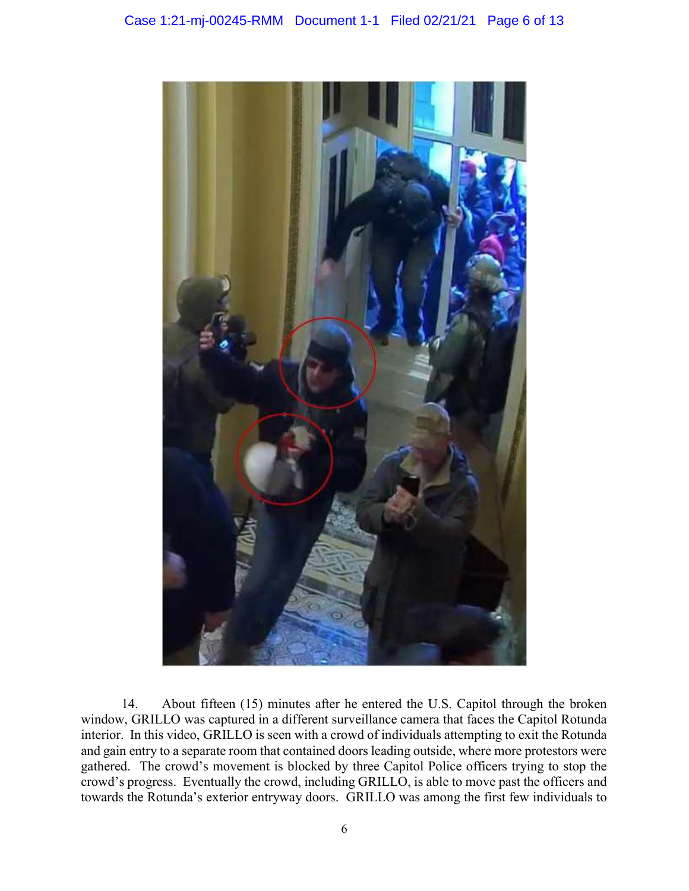14. About fifteen (15) minutes after he entered the U.S. Capitol through the broken window, GRILLO was captured in a different surveillance camera that faces the Capitol Rotunda interior. In this video, GRILLO is seen with a crowd of individuals attempting to exit the Rotunda and gain entry to a separate room that contained doors leading outside, where more protestors were gathered. The crowd's movement is blocked by three Capitol Police officers trying to stop the crowd's progress. Eventually the crowd, including GRILLO, is able to move past the officers and towards the Rotunda's exterior entryway doors. GRILLO was among the first few individuals to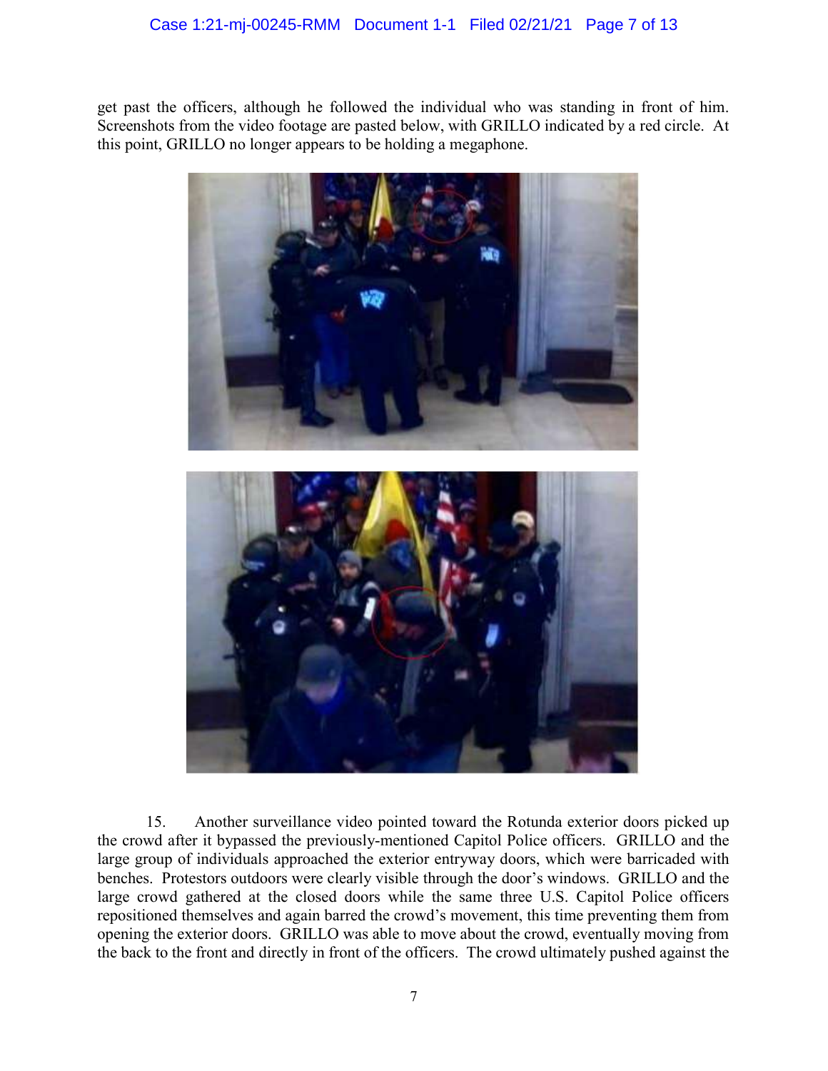get past the officers, although he followed the individual who was standing in front of him. Screenshots from the video footage are pasted below, with GRILLO indicated by a red circle. At this point, GRILLO no longer appears to be holding a megaphone.

15. Another surveillance video pointed toward the Rotunda exterior doors picked up the crowd after it bypassed the previously-mentioned Capitol Police officers. GRILLO and the large group of individuals approached the exterior entryway doors, which were barricaded with benches. Protestors outdoors were clearly visible through the door's windows. GRILLO and the large crowd gathered at the closed doors while the same three U.S. Capitol Police officers repositioned themselves and again barred the crowd's movement, this time preventing them from opening the exterior doors. GRILLO was able to move about the crowd, eventually moving from the back to the front and directly in front of the officers. The crowd ultimately pushed against the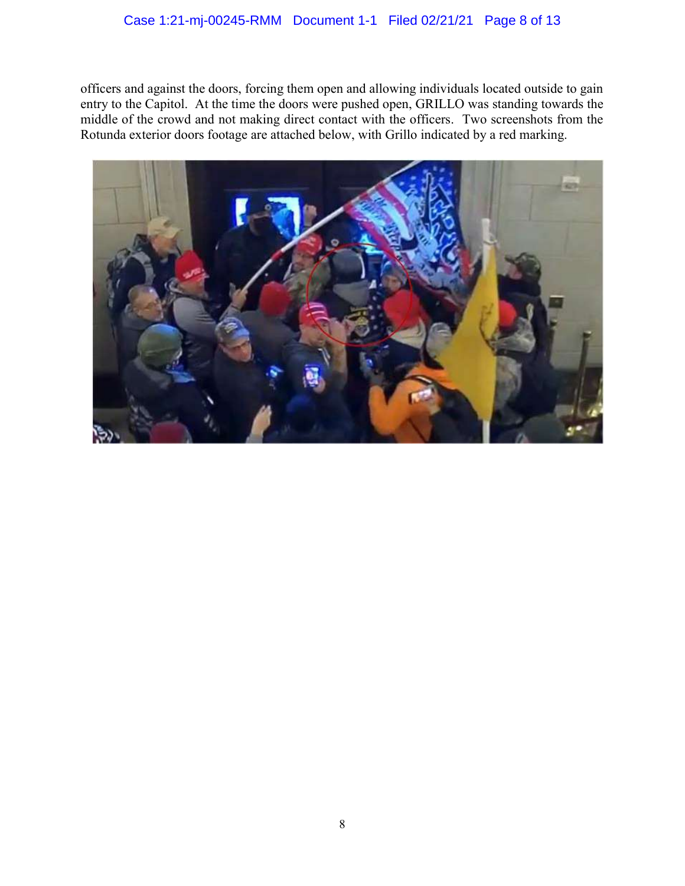officers and against the doors, forcing them open and allowing individuals located outside to gain entry to the Capitol. At the time the doors were pushed open, GRILLO was standing towards the middle of the crowd and not making direct contact with the officers. Two screenshots from the Rotunda exterior doors footage are attached below, with Grillo indicated by a red marking.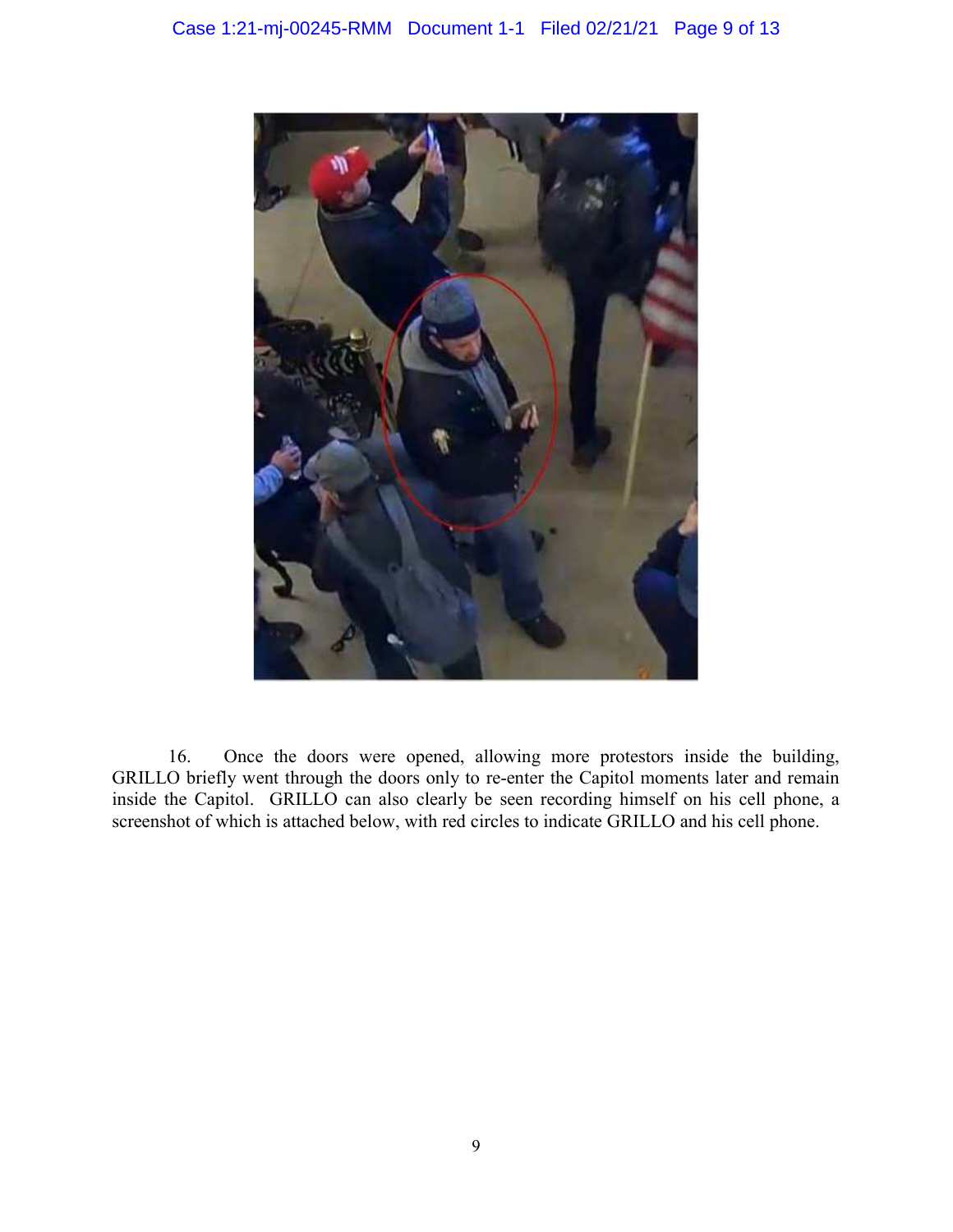16. Once the doors were opened, allowing more protestors inside the building, GRILLO briefly went through the doors only to re-enter the Capitol moments later and remain inside the Capitol. GRILLO can also clearly be seen recording himself on his cell phone, a screenshot of which is attached below, with red circles to indicate GRILLO and his cell phone.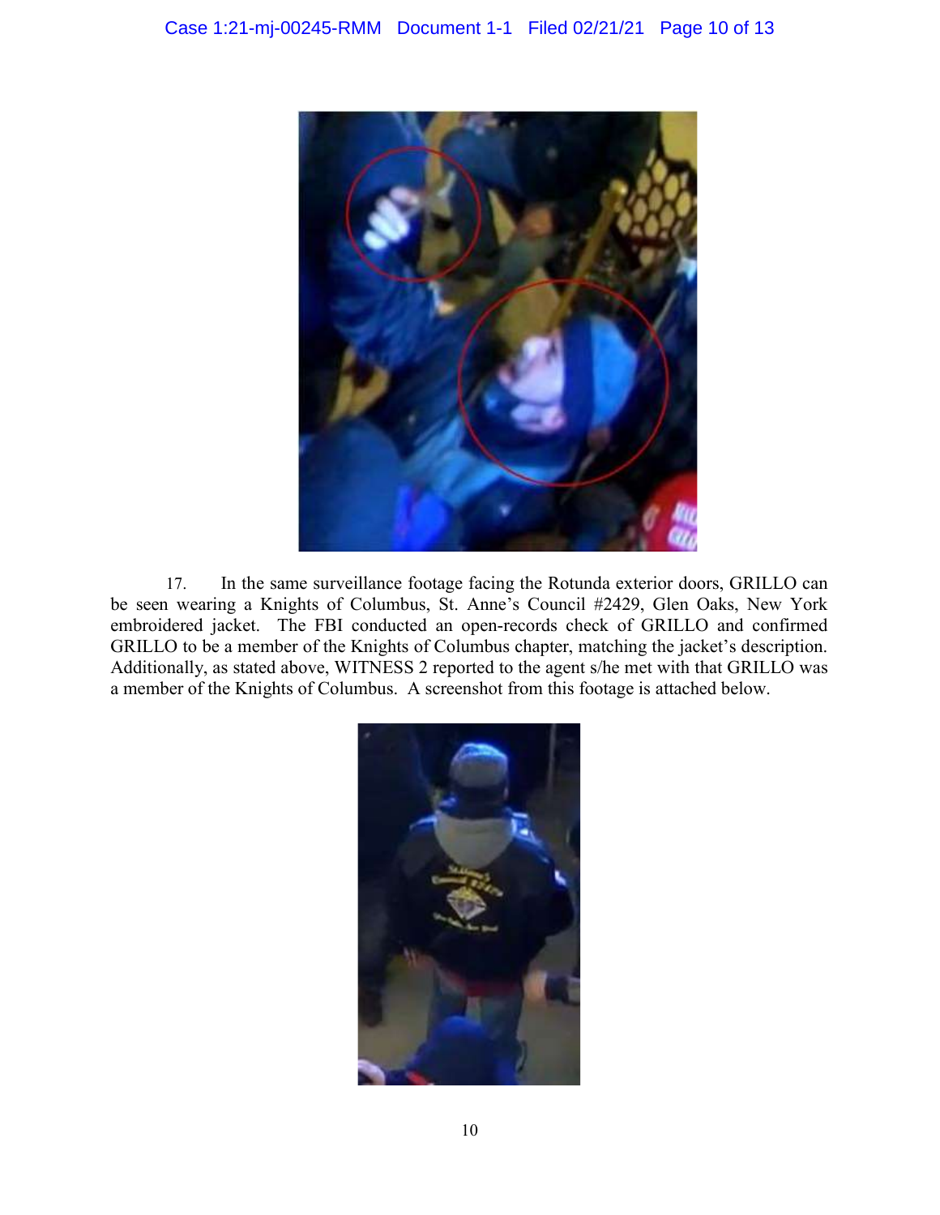17. In the same surveillance footage facing the Rotunda exterior doors, GRILLO can be seen wearing a Knights of Columbus, St. Anne's Council #2429, Glen Oaks, New York embroidered jacket. The FBI conducted an open-records check of GRILLO and confirmed GRILLO to be a member of the Knights of Columbus chapter, matching the jacket's description. Additionally, as stated above, WITNESS 2 reported to the agent s/he met with that GRILLO was a member of the Knights of Columbus. A screenshot from this footage is attached below.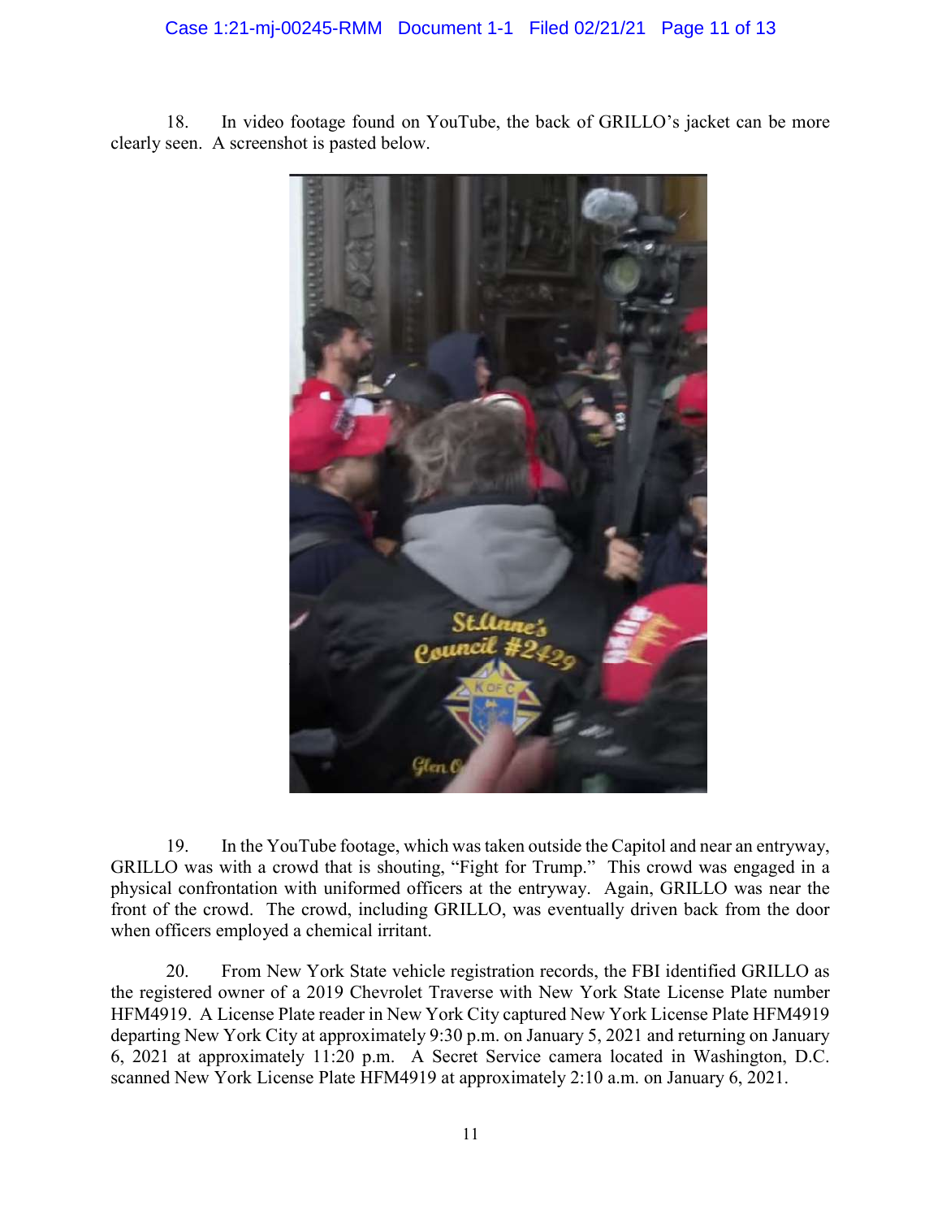18. In video footage found on YouTube, the back of GRILLO's jacket can be more clearly seen. A screenshot is pasted below.

19. In the YouTube footage, which was taken outside the Capitol and near an entryway, GRILLO was with a crowd that is shouting, "Fight for Trump." This crowd was engaged in a physical confrontation with uniformed officers at the entryway. Again, GRILLO was near the front of the crowd. The crowd, including GRILLO, was eventually driven back from the door when officers employed a chemical irritant.

20. From New York State vehicle registration records, the FBI identified GRILLO as the registered owner of a 2019 Chevrolet Traverse with New York State License Plate number HFM4919. A License Plate reader in New York City captured New York License Plate HFM4919 departing New York City at approximately 9:30 p.m. on January 5, 2021 and returning on January 6, 2021 at approximately 11:20 p.m. A Secret Service camera located in Washington, D.C. scanned New York License Plate HFM4919 at approximately 2:10 a.m. on January 6, 2021.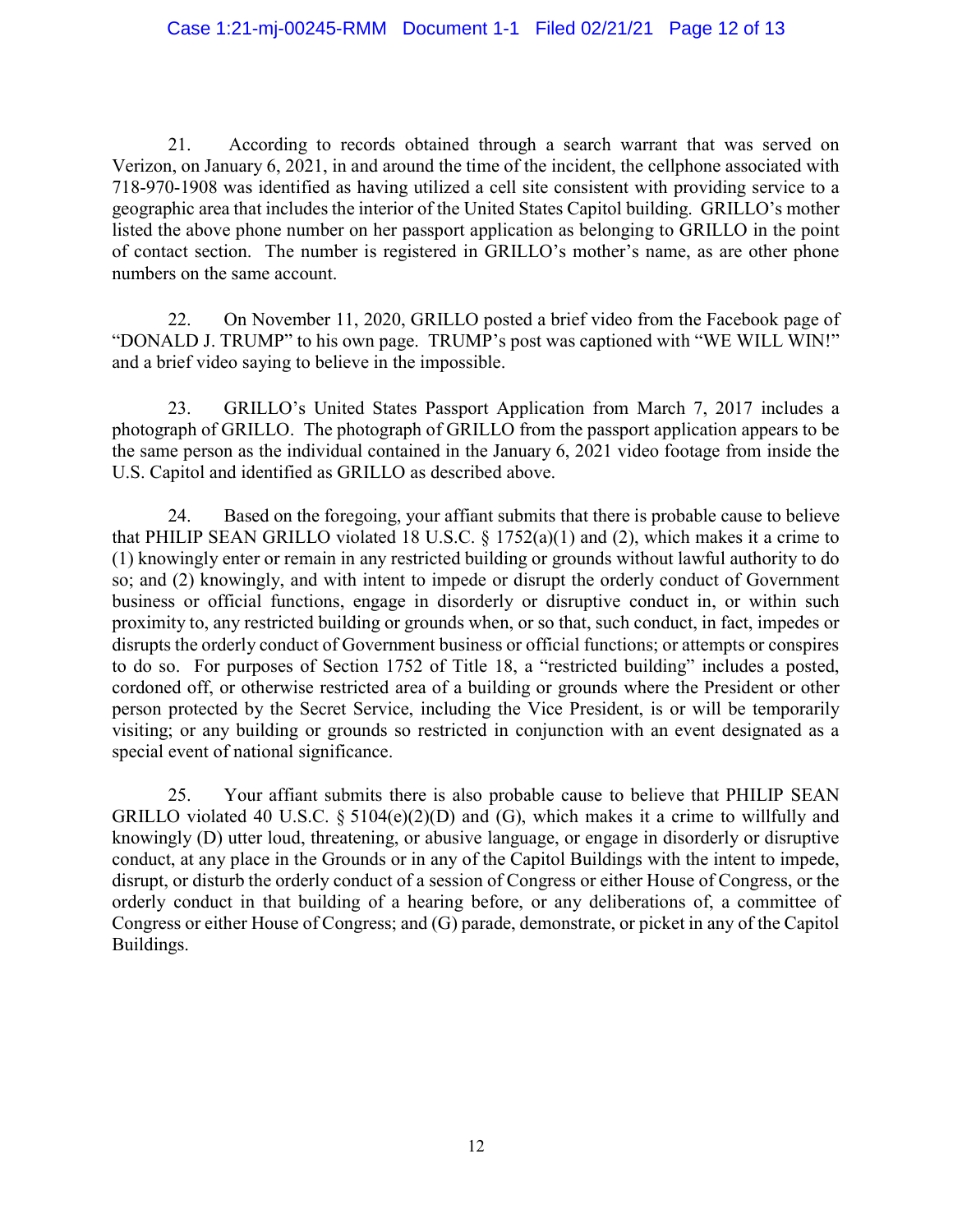21. According to records obtained through a search warrant that was served on Verizon, on January 6, 2021, in and around the time of the incident, the cellphone associated with 718-970-1908 was identified as having utilized a cell site consistent with providing service to a geographic area that includes the interior of the United States Capitol building. GRILLO's mother listed the above phone number on her passport application as belonging to GRILLO in the point of contact section. The number is registered in GRILLO's mother's name, as are other phone numbers on the same account.

22. On November 11, 2020, GRILLO posted a brief video from the Facebook page of "DONALD J. TRUMP" to his own page. TRUMP's post was captioned with "WE WILL WIN!" and a brief video saying to believe in the impossible.

23. GRILLO's United States Passport Application from March 7, 2017 includes a photograph of GRILLO. The photograph of GRILLO from the passport application appears to be the same person as the individual contained in the January 6, 2021 video footage from inside the U.S. Capitol and identified as GRILLO as described above.

24. Based on the foregoing, your affiant submits that there is probable cause to believe that PHILIP SEAN GRILLO violated 18 U.S.C. § 1752(a)(1) and (2), which makes it a crime to (1) knowingly enter or remain in any restricted building or grounds without lawful authority to do so; and (2) knowingly, and with intent to impede or disrupt the orderly conduct of Government business or official functions, engage in disorderly or disruptive conduct in, or within such proximity to, any restricted building or grounds when, or so that, such conduct, in fact, impedes or disrupts the orderly conduct of Government business or official functions; or attempts or conspires to do so. For purposes of Section 1752 of Title 18, a "restricted building" includes a posted, cordoned off, or otherwise restricted area of a building or grounds where the President or other person protected by the Secret Service, including the Vice President, is or will be temporarily visiting; or any building or grounds so restricted in conjunction with an event designated as a special event of national significance.

25. Your affiant submits there is also probable cause to believe that PHILIP SEAN GRILLO violated 40 U.S.C. § 5104(e)(2)(D) and (G), which makes it a crime to willfully and knowingly (D) utter loud, threatening, or abusive language, or engage in disorderly or disruptive conduct, at any place in the Grounds or in any of the Capitol Buildings with the intent to impede, disrupt, or disturb the orderly conduct of a session of Congress or either House of Congress, or the orderly conduct in that building of a hearing before, or any deliberations of, a committee of Congress or either House of Congress; and (G) parade, demonstrate, or picket in any of the Capitol Buildings.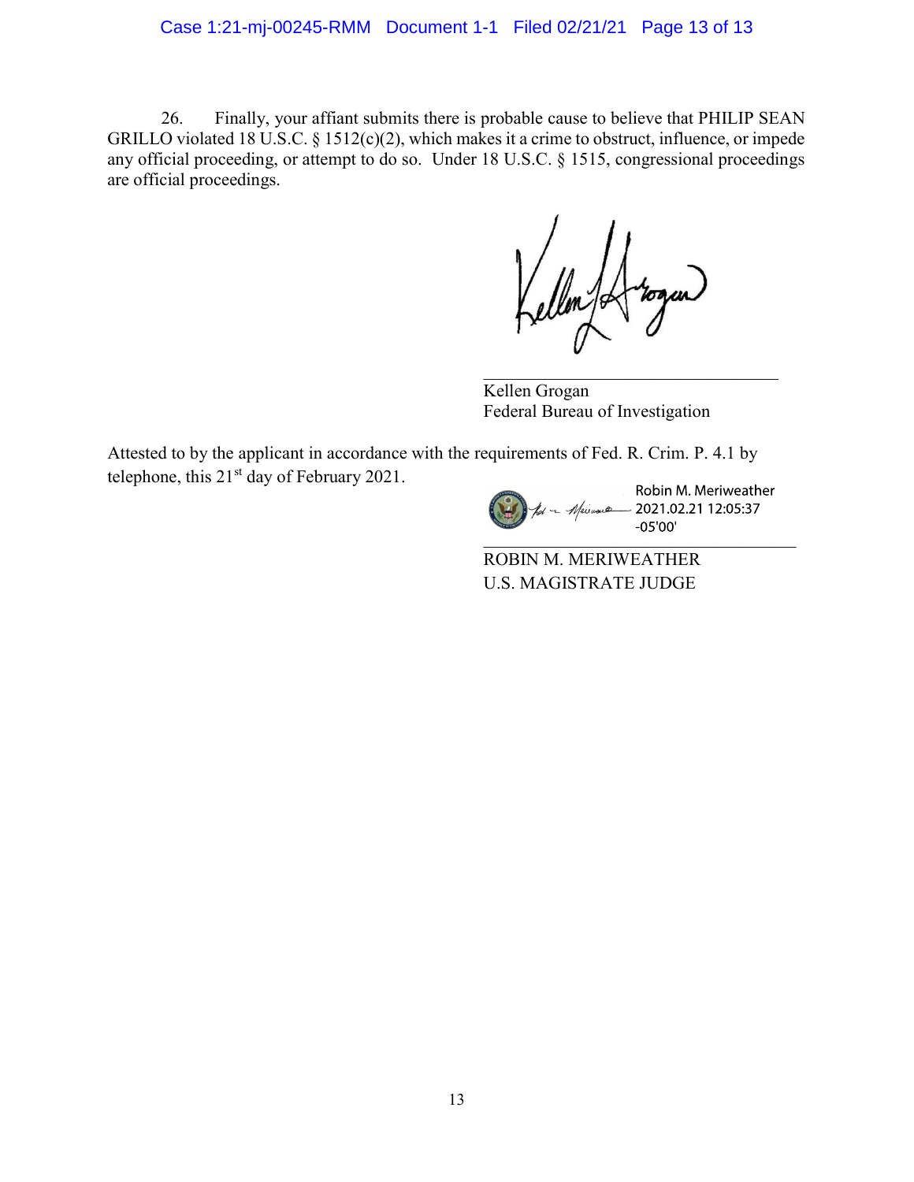26. Finally, your affiant submits there is probable cause to believe that PHILIP SEAN GRILLO violated 18 U.S.C. § 1512(c)(2), which makes it a crime to obstruct, influence, or impede any official proceeding, or attempt to do so. Under 18 U.S.C. § 1515, congressional proceedings are official proceedings.

_________________________________

Kellen Grogan
Federal Bureau of Investigation

Attested to by the applicant in accordance with the requirements of Fed. R. Crim. P. 4.1 by telephone, this 21st day of February 2021.

Robin M. Meriweather
2021.02.21 12:05:37
-05'00'

_________________________________

ROBIN M. MERIWEATHER
U.S. MAGISTRATE JUDGE